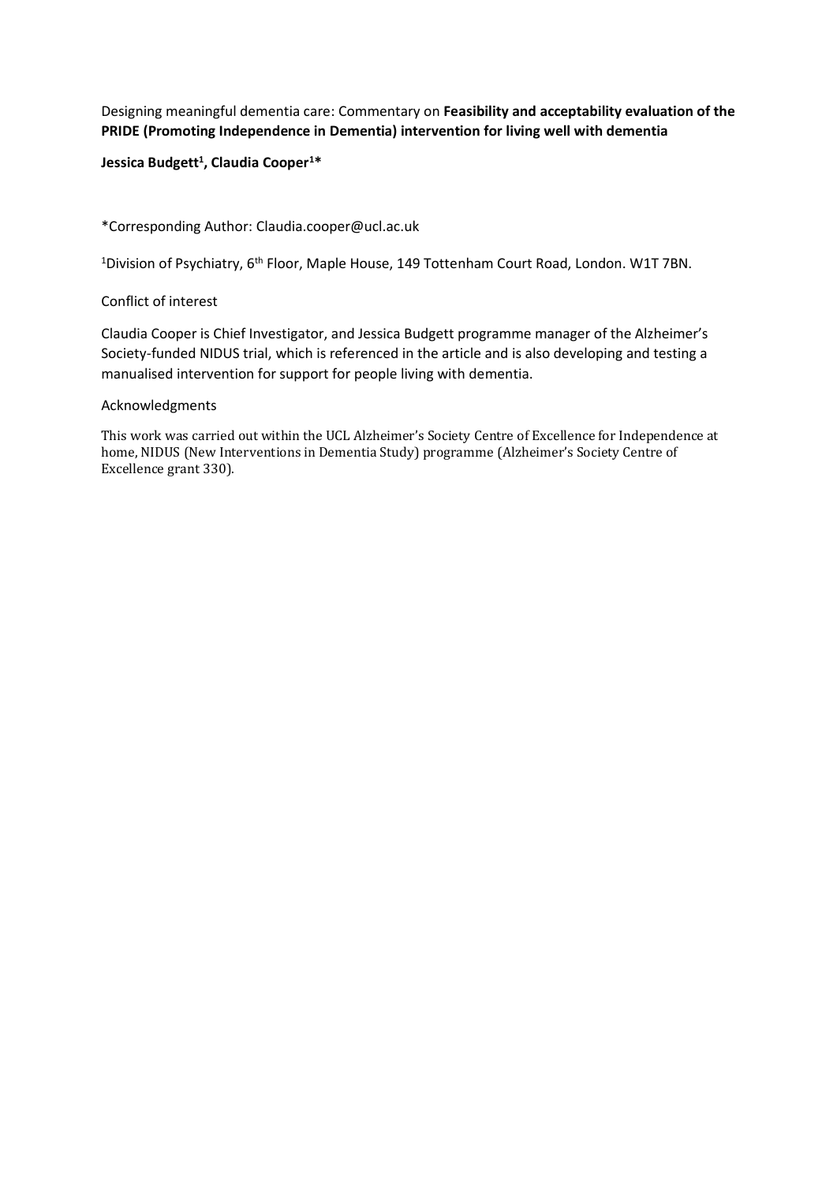Designing meaningful dementia care: Commentary on **Feasibility and acceptability evaluation of the PRIDE (Promoting Independence in Dementia) intervention for living well with dementia**

**Jessica Budgett[1], Claudia Cooper[1]***

*Corresponding Author: Claudia.cooper@ucl.ac.uk

[1]Division of Psychiatry, 6th Floor, Maple House, 149 Tottenham Court Road, London. W1T 7BN.

Conflict of interest

Claudia Cooper is Chief Investigator, and Jessica Budgett programme manager of the Alzheimer's Society-funded NIDUS trial, which is referenced in the article and is also developing and testing a manualised intervention for support for people living with dementia.

Acknowledgments

This work was carried out within the UCL Alzheimer's Society Centre of Excellence for Independence at home, NIDUS (New Interventions in Dementia Study) programme (Alzheimer's Society Centre of Excellence grant 330).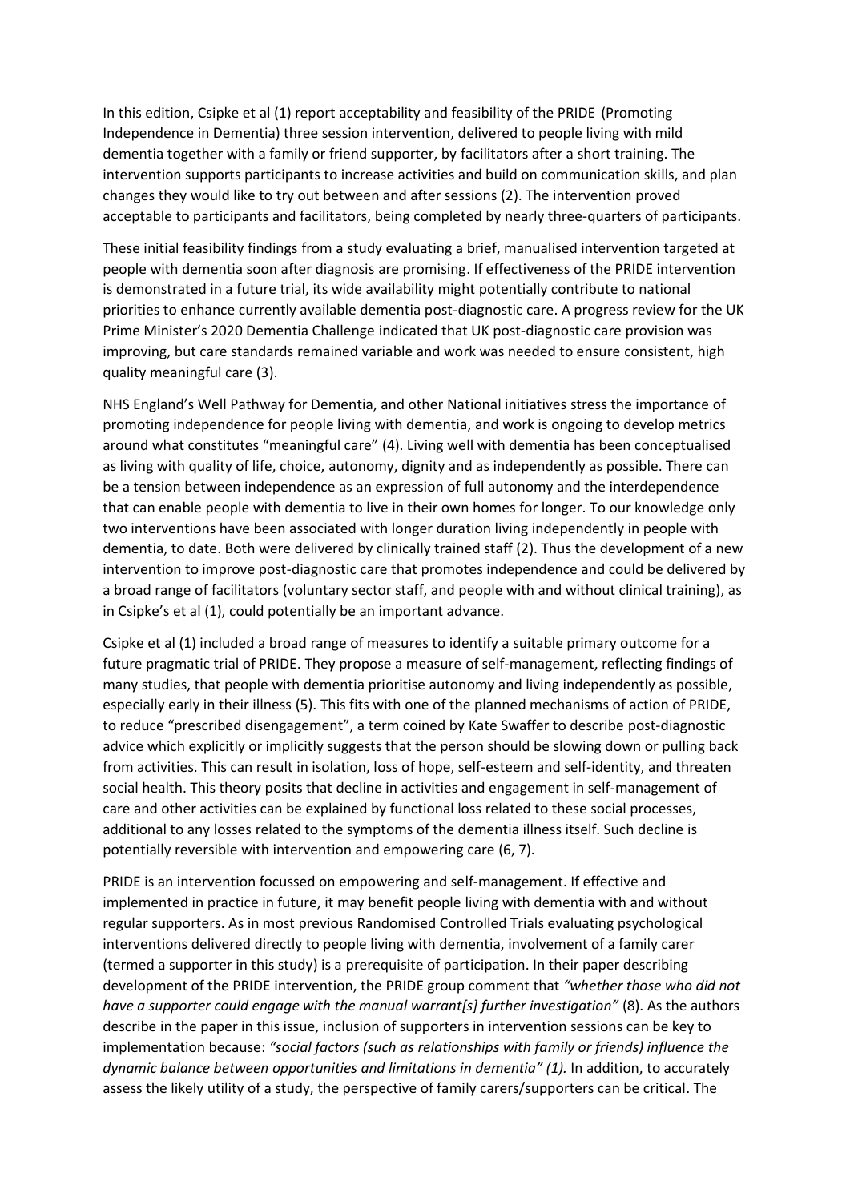In this edition, Csipke et al (1) report acceptability and feasibility of the PRIDE (Promoting Independence in Dementia) three session intervention, delivered to people living with mild dementia together with a family or friend supporter, by facilitators after a short training. The intervention supports participants to increase activities and build on communication skills, and plan changes they would like to try out between and after sessions (2). The intervention proved acceptable to participants and facilitators, being completed by nearly three-quarters of participants.

These initial feasibility findings from a study evaluating a brief, manualised intervention targeted at people with dementia soon after diagnosis are promising. If effectiveness of the PRIDE intervention is demonstrated in a future trial, its wide availability might potentially contribute to national priorities to enhance currently available dementia post-diagnostic care. A progress review for the UK Prime Minister's 2020 Dementia Challenge indicated that UK post-diagnostic care provision was improving, but care standards remained variable and work was needed to ensure consistent, high quality meaningful care (3).

NHS England's Well Pathway for Dementia, and other National initiatives stress the importance of promoting independence for people living with dementia, and work is ongoing to develop metrics around what constitutes "meaningful care" (4). Living well with dementia has been conceptualised as living with quality of life, choice, autonomy, dignity and as independently as possible. There can be a tension between independence as an expression of full autonomy and the interdependence that can enable people with dementia to live in their own homes for longer. To our knowledge only two interventions have been associated with longer duration living independently in people with dementia, to date. Both were delivered by clinically trained staff (2). Thus the development of a new intervention to improve post-diagnostic care that promotes independence and could be delivered by a broad range of facilitators (voluntary sector staff, and people with and without clinical training), as in Csipke's et al (1), could potentially be an important advance.

Csipke et al (1) included a broad range of measures to identify a suitable primary outcome for a future pragmatic trial of PRIDE. They propose a measure of self-management, reflecting findings of many studies, that people with dementia prioritise autonomy and living independently as possible, especially early in their illness (5). This fits with one of the planned mechanisms of action of PRIDE, to reduce "prescribed disengagement", a term coined by Kate Swaffer to describe post-diagnostic advice which explicitly or implicitly suggests that the person should be slowing down or pulling back from activities. This can result in isolation, loss of hope, self-esteem and self-identity, and threaten social health. This theory posits that decline in activities and engagement in self-management of care and other activities can be explained by functional loss related to these social processes, additional to any losses related to the symptoms of the dementia illness itself. Such decline is potentially reversible with intervention and empowering care (6, 7).

PRIDE is an intervention focussed on empowering and self-management. If effective and implemented in practice in future, it may benefit people living with dementia with and without regular supporters. As in most previous Randomised Controlled Trials evaluating psychological interventions delivered directly to people living with dementia, involvement of a family carer (termed a supporter in this study) is a prerequisite of participation. In their paper describing development of the PRIDE intervention, the PRIDE group comment that *"whether those who did not have a supporter could engage with the manual warrant[s] further investigation"* (8). As the authors describe in the paper in this issue, inclusion of supporters in intervention sessions can be key to implementation because: *"social factors (such as relationships with family or friends) influence the dynamic balance between opportunities and limitations in dementia" (1).* In addition, to accurately assess the likely utility of a study, the perspective of family carers/supporters can be critical. The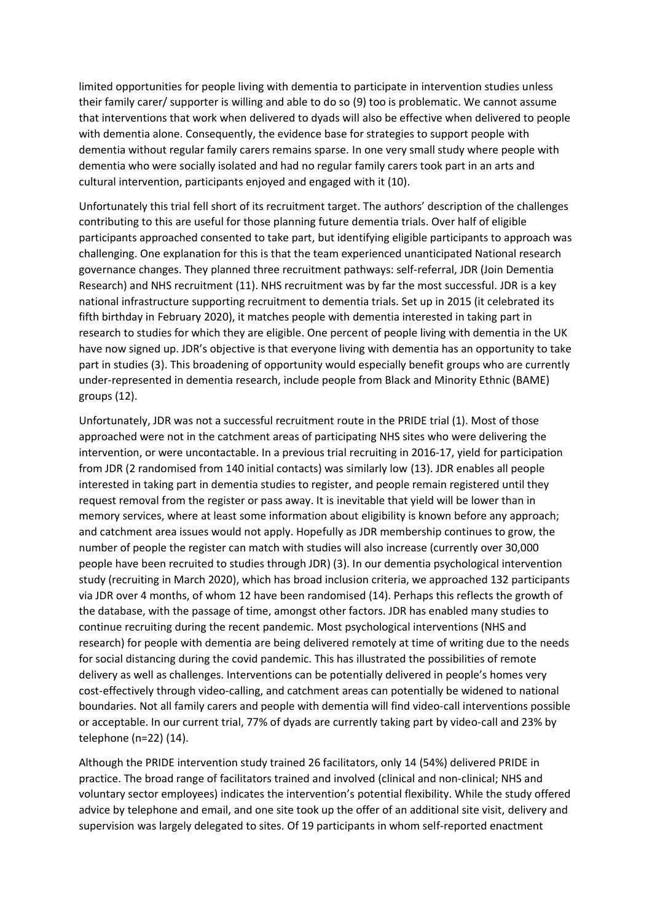limited opportunities for people living with dementia to participate in intervention studies unless their family carer/ supporter is willing and able to do so (9) too is problematic. We cannot assume that interventions that work when delivered to dyads will also be effective when delivered to people with dementia alone. Consequently, the evidence base for strategies to support people with dementia without regular family carers remains sparse. In one very small study where people with dementia who were socially isolated and had no regular family carers took part in an arts and cultural intervention, participants enjoyed and engaged with it (10).

Unfortunately this trial fell short of its recruitment target. The authors' description of the challenges contributing to this are useful for those planning future dementia trials. Over half of eligible participants approached consented to take part, but identifying eligible participants to approach was challenging. One explanation for this is that the team experienced unanticipated National research governance changes. They planned three recruitment pathways: self-referral, JDR (Join Dementia Research) and NHS recruitment (11). NHS recruitment was by far the most successful. JDR is a key national infrastructure supporting recruitment to dementia trials. Set up in 2015 (it celebrated its fifth birthday in February 2020), it matches people with dementia interested in taking part in research to studies for which they are eligible. One percent of people living with dementia in the UK have now signed up. JDR's objective is that everyone living with dementia has an opportunity to take part in studies (3). This broadening of opportunity would especially benefit groups who are currently under-represented in dementia research, include people from Black and Minority Ethnic (BAME) groups (12).

Unfortunately, JDR was not a successful recruitment route in the PRIDE trial (1). Most of those approached were not in the catchment areas of participating NHS sites who were delivering the intervention, or were uncontactable. In a previous trial recruiting in 2016-17, yield for participation from JDR (2 randomised from 140 initial contacts) was similarly low (13). JDR enables all people interested in taking part in dementia studies to register, and people remain registered until they request removal from the register or pass away. It is inevitable that yield will be lower than in memory services, where at least some information about eligibility is known before any approach; and catchment area issues would not apply. Hopefully as JDR membership continues to grow, the number of people the register can match with studies will also increase (currently over 30,000 people have been recruited to studies through JDR) (3). In our dementia psychological intervention study (recruiting in March 2020), which has broad inclusion criteria, we approached 132 participants via JDR over 4 months, of whom 12 have been randomised (14). Perhaps this reflects the growth of the database, with the passage of time, amongst other factors. JDR has enabled many studies to continue recruiting during the recent pandemic. Most psychological interventions (NHS and research) for people with dementia are being delivered remotely at time of writing due to the needs for social distancing during the covid pandemic. This has illustrated the possibilities of remote delivery as well as challenges. Interventions can be potentially delivered in people's homes very cost-effectively through video-calling, and catchment areas can potentially be widened to national boundaries. Not all family carers and people with dementia will find video-call interventions possible or acceptable. In our current trial, 77% of dyads are currently taking part by video-call and 23% by telephone (n=22) (14).

Although the PRIDE intervention study trained 26 facilitators, only 14 (54%) delivered PRIDE in practice. The broad range of facilitators trained and involved (clinical and non-clinical; NHS and voluntary sector employees) indicates the intervention's potential flexibility. While the study offered advice by telephone and email, and one site took up the offer of an additional site visit, delivery and supervision was largely delegated to sites. Of 19 participants in whom self-reported enactment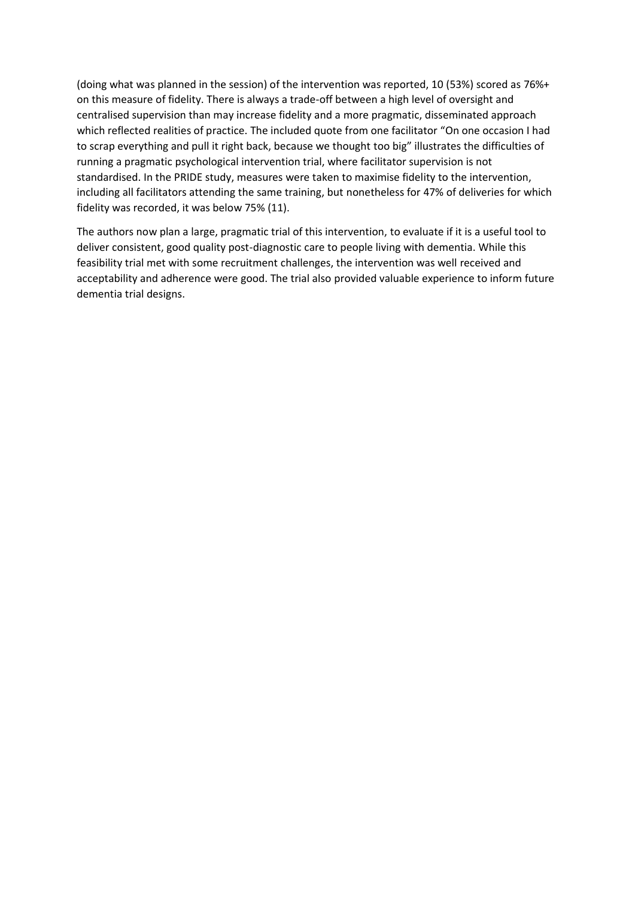(doing what was planned in the session) of the intervention was reported, 10 (53%) scored as 76%+ on this measure of fidelity. There is always a trade-off between a high level of oversight and centralised supervision than may increase fidelity and a more pragmatic, disseminated approach which reflected realities of practice. The included quote from one facilitator "On one occasion I had to scrap everything and pull it right back, because we thought too big" illustrates the difficulties of running a pragmatic psychological intervention trial, where facilitator supervision is not standardised. In the PRIDE study, measures were taken to maximise fidelity to the intervention, including all facilitators attending the same training, but nonetheless for 47% of deliveries for which fidelity was recorded, it was below 75% (11).

The authors now plan a large, pragmatic trial of this intervention, to evaluate if it is a useful tool to deliver consistent, good quality post-diagnostic care to people living with dementia. While this feasibility trial met with some recruitment challenges, the intervention was well received and acceptability and adherence were good. The trial also provided valuable experience to inform future dementia trial designs.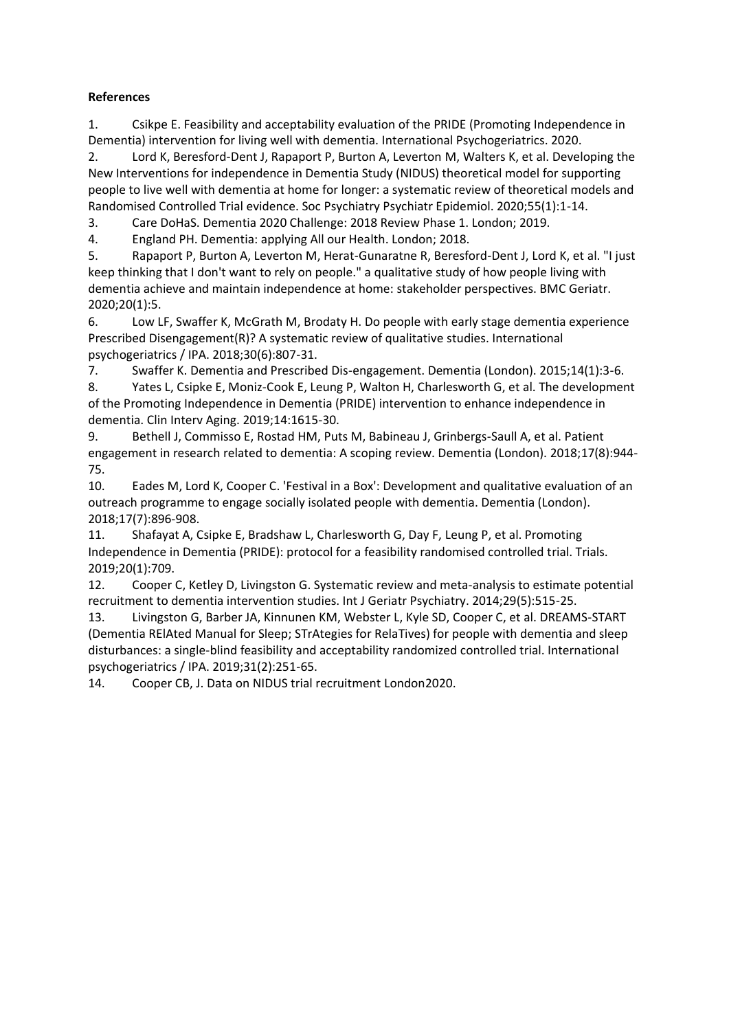**References**

1. Csikpe E. Feasibility and acceptability evaluation of the PRIDE (Promoting Independence in Dementia) intervention for living well with dementia. International Psychogeriatrics. 2020.
2. Lord K, Beresford-Dent J, Rapaport P, Burton A, Leverton M, Walters K, et al. Developing the New Interventions for independence in Dementia Study (NIDUS) theoretical model for supporting people to live well with dementia at home for longer: a systematic review of theoretical models and Randomised Controlled Trial evidence. Soc Psychiatry Psychiatr Epidemiol. 2020;55(1):1-14.
3. Care DoHaS. Dementia 2020 Challenge: 2018 Review Phase 1. London; 2019.
4. England PH. Dementia: applying All our Health. London; 2018.
5. Rapaport P, Burton A, Leverton M, Herat-Gunaratne R, Beresford-Dent J, Lord K, et al. "I just keep thinking that I don't want to rely on people." a qualitative study of how people living with dementia achieve and maintain independence at home: stakeholder perspectives. BMC Geriatr. 2020;20(1):5.
6. Low LF, Swaffer K, McGrath M, Brodaty H. Do people with early stage dementia experience Prescribed Disengagement(R)? A systematic review of qualitative studies. International psychogeriatrics / IPA. 2018;30(6):807-31.
7. Swaffer K. Dementia and Prescribed Dis-engagement. Dementia (London). 2015;14(1):3-6.
8. Yates L, Csipke E, Moniz-Cook E, Leung P, Walton H, Charlesworth G, et al. The development of the Promoting Independence in Dementia (PRIDE) intervention to enhance independence in dementia. Clin Interv Aging. 2019;14:1615-30.
9. Bethell J, Commisso E, Rostad HM, Puts M, Babineau J, Grinbergs-Saull A, et al. Patient engagement in research related to dementia: A scoping review. Dementia (London). 2018;17(8):944-75.
10. Eades M, Lord K, Cooper C. 'Festival in a Box': Development and qualitative evaluation of an outreach programme to engage socially isolated people with dementia. Dementia (London). 2018;17(7):896-908.
11. Shafayat A, Csipke E, Bradshaw L, Charlesworth G, Day F, Leung P, et al. Promoting Independence in Dementia (PRIDE): protocol for a feasibility randomised controlled trial. Trials. 2019;20(1):709.
12. Cooper C, Ketley D, Livingston G. Systematic review and meta-analysis to estimate potential recruitment to dementia intervention studies. Int J Geriatr Psychiatry. 2014;29(5):515-25.
13. Livingston G, Barber JA, Kinnunen KM, Webster L, Kyle SD, Cooper C, et al. DREAMS-START (Dementia RElAted Manual for Sleep; STrAtegies for RelaTives) for people with dementia and sleep disturbances: a single-blind feasibility and acceptability randomized controlled trial. International psychogeriatrics / IPA. 2019;31(2):251-65.
14. Cooper CB, J. Data on NIDUS trial recruitment London2020.